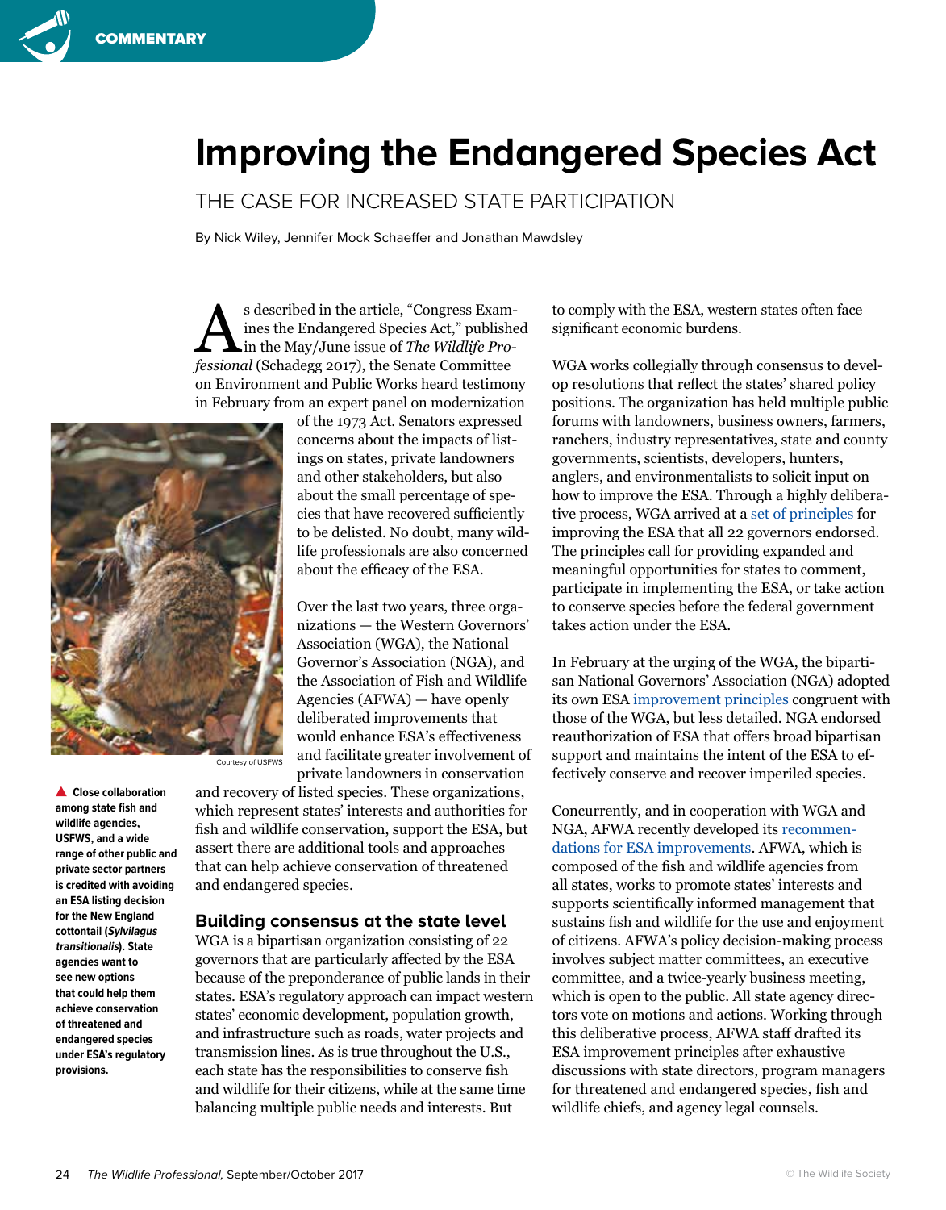COMMENTARY

# Improving the Endangered Species Act

## THE CASE FOR INCREASED STATE PARTICIPATION

By Nick Wiley, Jennifer Mock Schaeffer and Jonathan Mawdsley

As described in the article, "Congress Examines the Endangered Species Act," published in the May/June issue of *The Wildlife Professional* (Schadegg 2017), the Senate Committee on Environment and Public Works heard testimony in February from an expert panel on modernization of the 1973 Act. Senators expressed concerns about the impacts of listings on states, private landowners and other stakeholders, but also about the small percentage of species that have recovered sufficiently to be delisted. No doubt, many wildlife professionals are also concerned about the efficacy of the ESA.

Courtesy of USFWS

**▲ Close collaboration among state fish and wildlife agencies, USFWS, and a wide range of other public and private sector partners is credited with avoiding an ESA listing decision for the New England cottontail (*Sylvilagus transitionalis*). State agencies want to see new options that could help them achieve conservation of threatened and endangered species under ESA's regulatory provisions.**

Over the last two years, three organizations — the Western Governors' Association (WGA), the National Governor's Association (NGA), and the Association of Fish and Wildlife Agencies (AFWA) — have openly deliberated improvements that would enhance ESA's effectiveness and facilitate greater involvement of private landowners in conservation and recovery of listed species. These organizations, which represent states' interests and authorities for fish and wildlife conservation, support the ESA, but assert there are additional tools and approaches that can help achieve conservation of threatened and endangered species.

### Building consensus at the state level

WGA is a bipartisan organization consisting of 22 governors that are particularly affected by the ESA because of the preponderance of public lands in their states. ESA's regulatory approach can impact western states' economic development, population growth, and infrastructure such as roads, water projects and transmission lines. As is true throughout the U.S., each state has the responsibilities to conserve fish and wildlife for their citizens, while at the same time balancing multiple public needs and interests. But to comply with the ESA, western states often face significant economic burdens.

WGA works collegially through consensus to develop resolutions that reflect the states' shared policy positions. The organization has held multiple public forums with landowners, business owners, farmers, ranchers, industry representatives, state and county governments, scientists, developers, hunters, anglers, and environmentalists to solicit input on how to improve the ESA. Through a highly deliberative process, WGA arrived at a set of principles for improving the ESA that all 22 governors endorsed. The principles call for providing expanded and meaningful opportunities for states to comment, participate in implementing the ESA, or take action to conserve species before the federal government takes action under the ESA.

In February at the urging of the WGA, the bipartisan National Governors' Association (NGA) adopted its own ESA improvement principles congruent with those of the WGA, but less detailed. NGA endorsed reauthorization of ESA that offers broad bipartisan support and maintains the intent of the ESA to effectively conserve and recover imperiled species.

Concurrently, and in cooperation with WGA and NGA, AFWA recently developed its recommendations for ESA improvements. AFWA, which is composed of the fish and wildlife agencies from all states, works to promote states' interests and supports scientifically informed management that sustains fish and wildlife for the use and enjoyment of citizens. AFWA's policy decision-making process involves subject matter committees, an executive committee, and a twice-yearly business meeting, which is open to the public. All state agency directors vote on motions and actions. Working through this deliberative process, AFWA staff drafted its ESA improvement principles after exhaustive discussions with state directors, program managers for threatened and endangered species, fish and wildlife chiefs, and agency legal counsels.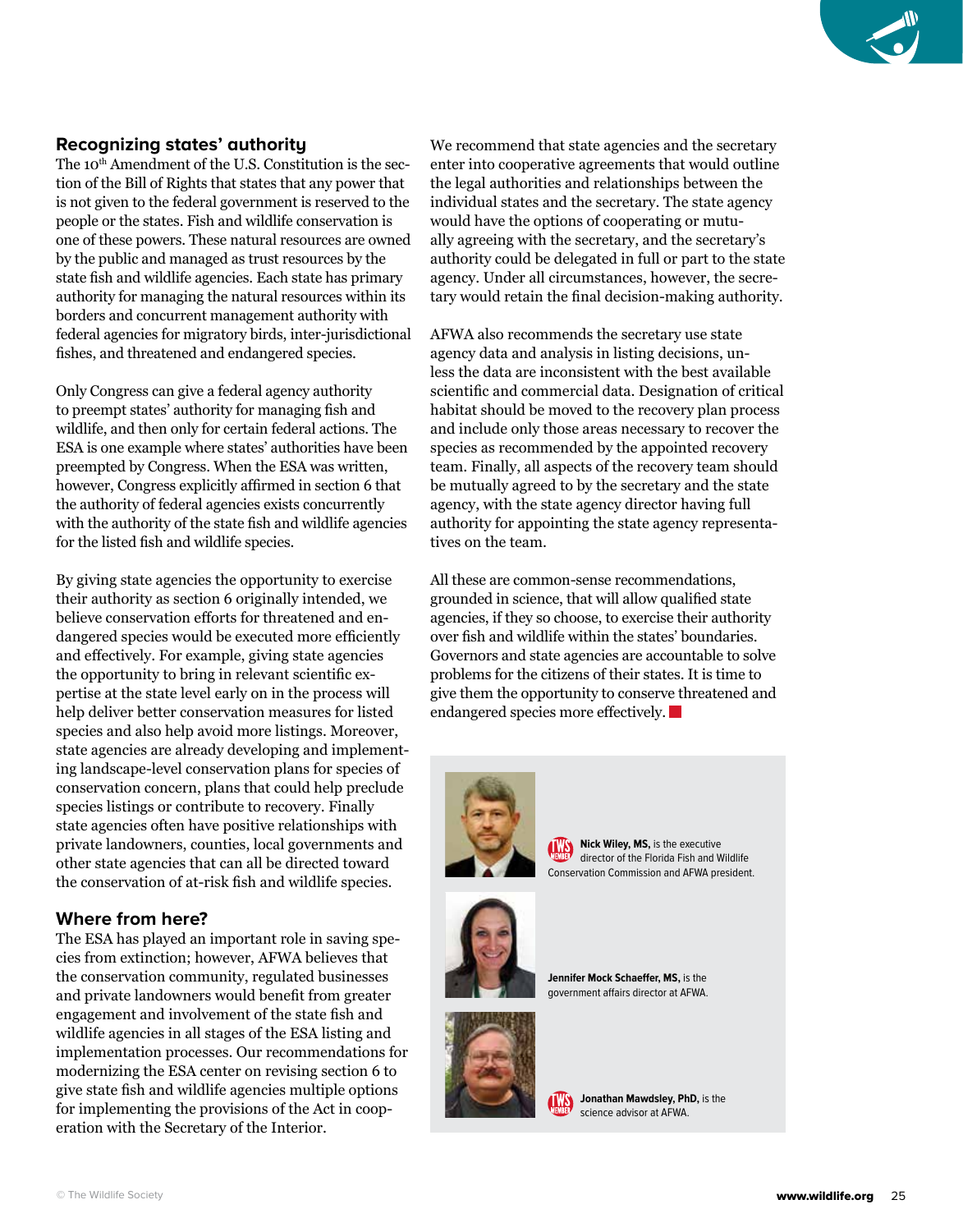## Recognizing states' authority

The 10th Amendment of the U.S. Constitution is the section of the Bill of Rights that states that any power that is not given to the federal government is reserved to the people or the states. Fish and wildlife conservation is one of these powers. These natural resources are owned by the public and managed as trust resources by the state fish and wildlife agencies. Each state has primary authority for managing the natural resources within its borders and concurrent management authority with federal agencies for migratory birds, inter-jurisdictional fishes, and threatened and endangered species.

Only Congress can give a federal agency authority to preempt states' authority for managing fish and wildlife, and then only for certain federal actions. The ESA is one example where states' authorities have been preempted by Congress. When the ESA was written, however, Congress explicitly affirmed in section 6 that the authority of federal agencies exists concurrently with the authority of the state fish and wildlife agencies for the listed fish and wildlife species.

By giving state agencies the opportunity to exercise their authority as section 6 originally intended, we believe conservation efforts for threatened and endangered species would be executed more efficiently and effectively. For example, giving state agencies the opportunity to bring in relevant scientific expertise at the state level early on in the process will help deliver better conservation measures for listed species and also help avoid more listings. Moreover, state agencies are already developing and implementing landscape-level conservation plans for species of conservation concern, plans that could help preclude species listings or contribute to recovery. Finally state agencies often have positive relationships with private landowners, counties, local governments and other state agencies that can all be directed toward the conservation of at-risk fish and wildlife species.

## Where from here?

The ESA has played an important role in saving species from extinction; however, AFWA believes that the conservation community, regulated businesses and private landowners would benefit from greater engagement and involvement of the state fish and wildlife agencies in all stages of the ESA listing and implementation processes. Our recommendations for modernizing the ESA center on revising section 6 to give state fish and wildlife agencies multiple options for implementing the provisions of the Act in cooperation with the Secretary of the Interior.

We recommend that state agencies and the secretary enter into cooperative agreements that would outline the legal authorities and relationships between the individual states and the secretary. The state agency would have the options of cooperating or mutually agreeing with the secretary, and the secretary's authority could be delegated in full or part to the state agency. Under all circumstances, however, the secretary would retain the final decision-making authority.

AFWA also recommends the secretary use state agency data and analysis in listing decisions, unless the data are inconsistent with the best available scientific and commercial data. Designation of critical habitat should be moved to the recovery plan process and include only those areas necessary to recover the species as recommended by the appointed recovery team. Finally, all aspects of the recovery team should be mutually agreed to by the secretary and the state agency, with the state agency director having full authority for appointing the state agency representatives on the team.

All these are common-sense recommendations, grounded in science, that will allow qualified state agencies, if they so choose, to exercise their authority over fish and wildlife within the states' boundaries. Governors and state agencies are accountable to solve problems for the citizens of their states. It is time to give them the opportunity to conserve threatened and endangered species more effectively.

**Nick Wiley, MS,** is the executive director of the Florida Fish and Wildlife Conservation Commission and AFWA president.

**Jennifer Mock Schaeffer, MS,** is the government affairs director at AFWA.

**Jonathan Mawdsley, PhD,** is the science advisor at AFWA.